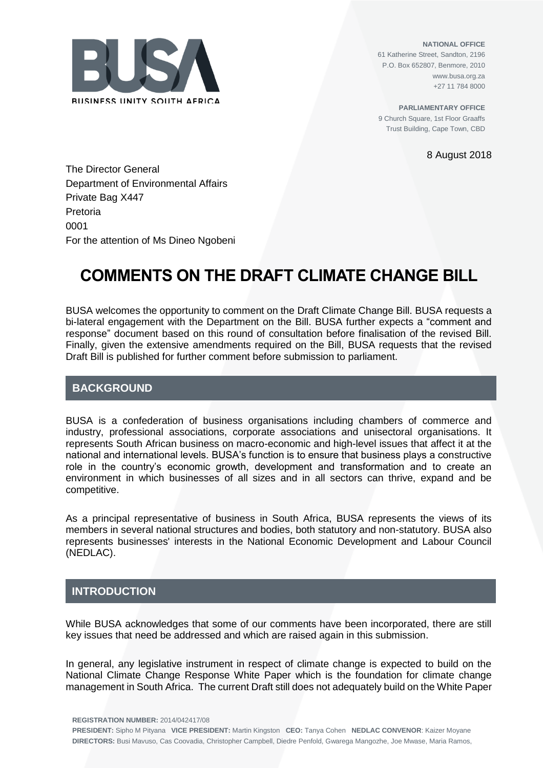BUSINESS UNITY SOUTH AFRICA

**NATIONAL OFFICE**
61 Katherine Street, Sandton, 2196
P.O. Box 652807, Benmore, 2010
www.busa.org.za
+27 11 784 8000

**PARLIAMENTARY OFFICE**
9 Church Square, 1st Floor Graaffs
Trust Building, Cape Town, CBD

8 August 2018

The Director General
Department of Environmental Affairs
Private Bag X447
Pretoria
0001
For the attention of Ms Dineo Ngobeni

# COMMENTS ON THE DRAFT CLIMATE CHANGE BILL

BUSA welcomes the opportunity to comment on the Draft Climate Change Bill. BUSA requests a bi-lateral engagement with the Department on the Bill. BUSA further expects a "comment and response" document based on this round of consultation before finalisation of the revised Bill. Finally, given the extensive amendments required on the Bill, BUSA requests that the revised Draft Bill is published for further comment before submission to parliament.

## BACKGROUND

BUSA is a confederation of business organisations including chambers of commerce and industry, professional associations, corporate associations and unisectoral organisations. It represents South African business on macro-economic and high-level issues that affect it at the national and international levels. BUSA's function is to ensure that business plays a constructive role in the country's economic growth, development and transformation and to create an environment in which businesses of all sizes and in all sectors can thrive, expand and be competitive.

As a principal representative of business in South Africa, BUSA represents the views of its members in several national structures and bodies, both statutory and non-statutory. BUSA also represents businesses' interests in the National Economic Development and Labour Council (NEDLAC).

## INTRODUCTION

While BUSA acknowledges that some of our comments have been incorporated, there are still key issues that need be addressed and which are raised again in this submission.

In general, any legislative instrument in respect of climate change is expected to build on the National Climate Change Response White Paper which is the foundation for climate change management in South Africa. The current Draft still does not adequately build on the White Paper

**REGISTRATION NUMBER:** 2014/042417/08
**PRESIDENT:** Sipho M Pityana **VICE PRESIDENT:** Martin Kingston **CEO:** Tanya Cohen **NEDLAC CONVENOR**: Kaizer Moyane
**DIRECTORS:** Busi Mavuso, Cas Coovadia, Christopher Campbell, Diedre Penfold, Gwarega Mangozhe, Joe Mwase, Maria Ramos,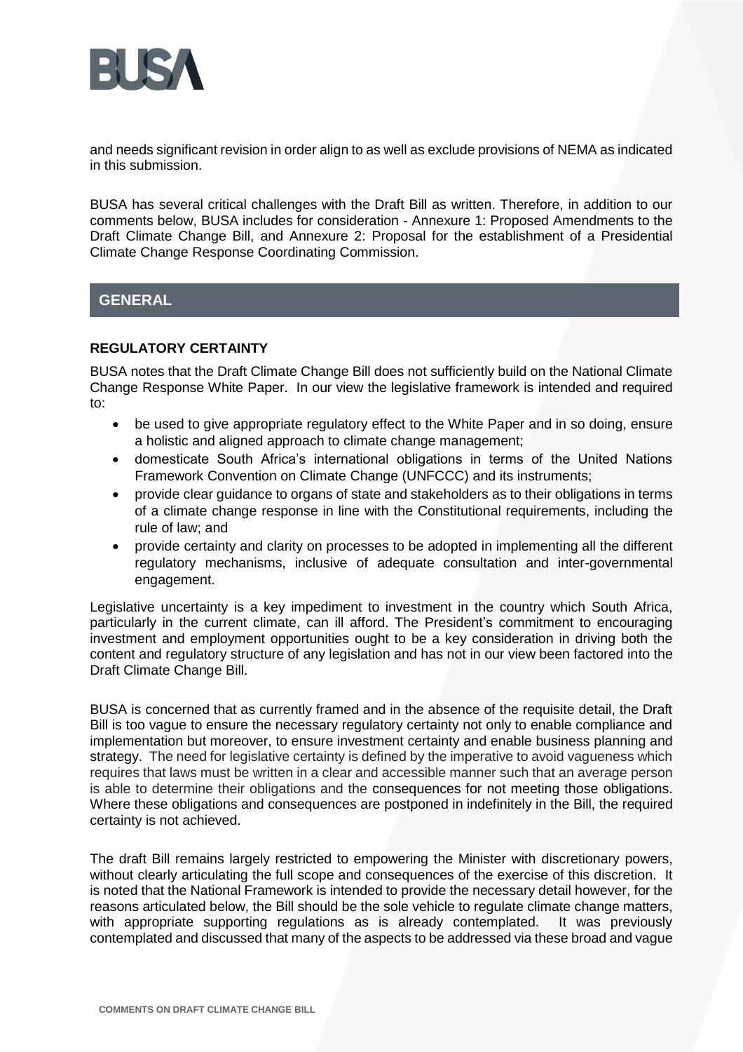and needs significant revision in order align to as well as exclude provisions of NEMA as indicated in this submission.

BUSA has several critical challenges with the Draft Bill as written. Therefore, in addition to our comments below, BUSA includes for consideration - Annexure 1: Proposed Amendments to the Draft Climate Change Bill, and Annexure 2: Proposal for the establishment of a Presidential Climate Change Response Coordinating Commission.

## GENERAL

### REGULATORY CERTAINTY

BUSA notes that the Draft Climate Change Bill does not sufficiently build on the National Climate Change Response White Paper. In our view the legislative framework is intended and required to:

- be used to give appropriate regulatory effect to the White Paper and in so doing, ensure a holistic and aligned approach to climate change management;
- domesticate South Africa's international obligations in terms of the United Nations Framework Convention on Climate Change (UNFCCC) and its instruments;
- provide clear guidance to organs of state and stakeholders as to their obligations in terms of a climate change response in line with the Constitutional requirements, including the rule of law; and
- provide certainty and clarity on processes to be adopted in implementing all the different regulatory mechanisms, inclusive of adequate consultation and inter-governmental engagement.

Legislative uncertainty is a key impediment to investment in the country which South Africa, particularly in the current climate, can ill afford. The President's commitment to encouraging investment and employment opportunities ought to be a key consideration in driving both the content and regulatory structure of any legislation and has not in our view been factored into the Draft Climate Change Bill.

BUSA is concerned that as currently framed and in the absence of the requisite detail, the Draft Bill is too vague to ensure the necessary regulatory certainty not only to enable compliance and implementation but moreover, to ensure investment certainty and enable business planning and strategy. The need for legislative certainty is defined by the imperative to avoid vagueness which requires that laws must be written in a clear and accessible manner such that an average person is able to determine their obligations and the consequences for not meeting those obligations. Where these obligations and consequences are postponed in indefinitely in the Bill, the required certainty is not achieved.

The draft Bill remains largely restricted to empowering the Minister with discretionary powers, without clearly articulating the full scope and consequences of the exercise of this discretion. It is noted that the National Framework is intended to provide the necessary detail however, for the reasons articulated below, the Bill should be the sole vehicle to regulate climate change matters, with appropriate supporting regulations as is already contemplated. It was previously contemplated and discussed that many of the aspects to be addressed via these broad and vague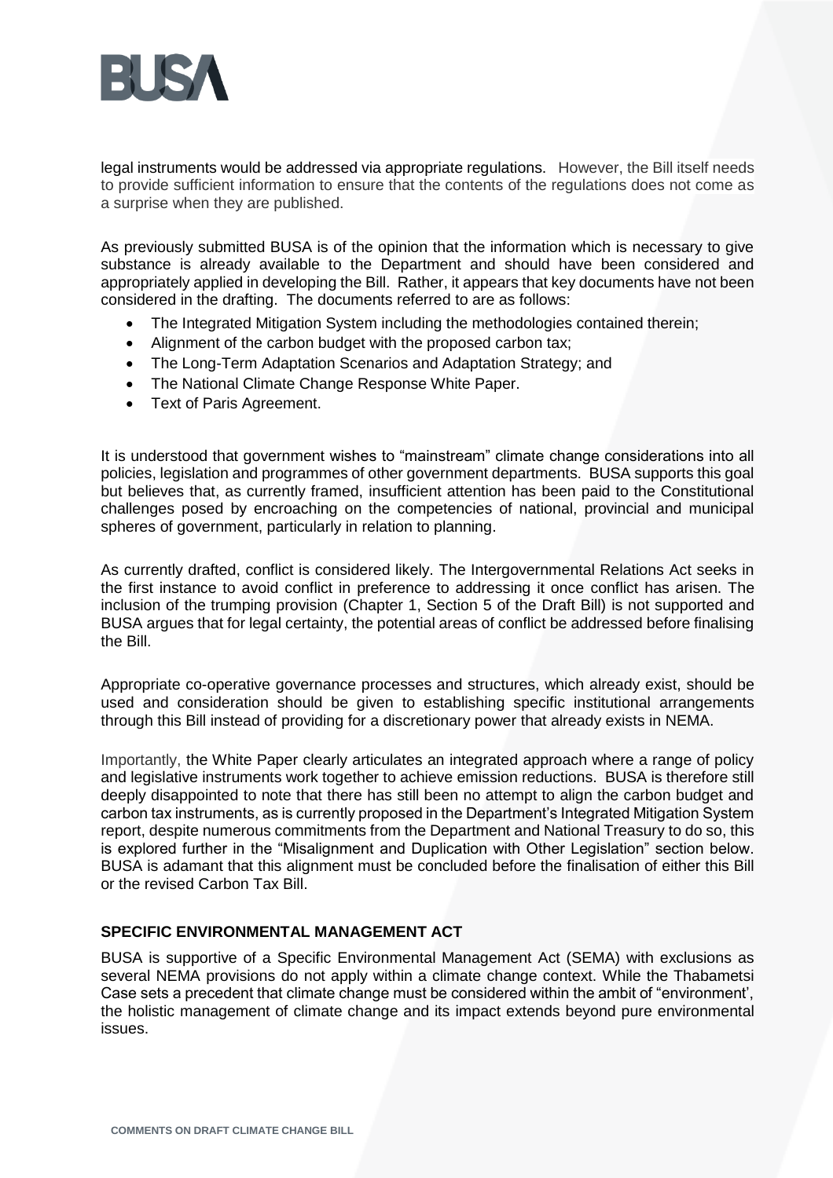legal instruments would be addressed via appropriate regulations. However, the Bill itself needs to provide sufficient information to ensure that the contents of the regulations does not come as a surprise when they are published.

As previously submitted BUSA is of the opinion that the information which is necessary to give substance is already available to the Department and should have been considered and appropriately applied in developing the Bill. Rather, it appears that key documents have not been considered in the drafting. The documents referred to are as follows:

- The Integrated Mitigation System including the methodologies contained therein;
- Alignment of the carbon budget with the proposed carbon tax;
- The Long-Term Adaptation Scenarios and Adaptation Strategy; and
- The National Climate Change Response White Paper.
- Text of Paris Agreement.

It is understood that government wishes to "mainstream" climate change considerations into all policies, legislation and programmes of other government departments. BUSA supports this goal but believes that, as currently framed, insufficient attention has been paid to the Constitutional challenges posed by encroaching on the competencies of national, provincial and municipal spheres of government, particularly in relation to planning.

As currently drafted, conflict is considered likely. The Intergovernmental Relations Act seeks in the first instance to avoid conflict in preference to addressing it once conflict has arisen. The inclusion of the trumping provision (Chapter 1, Section 5 of the Draft Bill) is not supported and BUSA argues that for legal certainty, the potential areas of conflict be addressed before finalising the Bill.

Appropriate co-operative governance processes and structures, which already exist, should be used and consideration should be given to establishing specific institutional arrangements through this Bill instead of providing for a discretionary power that already exists in NEMA.

Importantly, the White Paper clearly articulates an integrated approach where a range of policy and legislative instruments work together to achieve emission reductions. BUSA is therefore still deeply disappointed to note that there has still been no attempt to align the carbon budget and carbon tax instruments, as is currently proposed in the Department's Integrated Mitigation System report, despite numerous commitments from the Department and National Treasury to do so, this is explored further in the "Misalignment and Duplication with Other Legislation" section below. BUSA is adamant that this alignment must be concluded before the finalisation of either this Bill or the revised Carbon Tax Bill.

## SPECIFIC ENVIRONMENTAL MANAGEMENT ACT

BUSA is supportive of a Specific Environmental Management Act (SEMA) with exclusions as several NEMA provisions do not apply within a climate change context. While the Thabametsi Case sets a precedent that climate change must be considered within the ambit of "environment', the holistic management of climate change and its impact extends beyond pure environmental issues.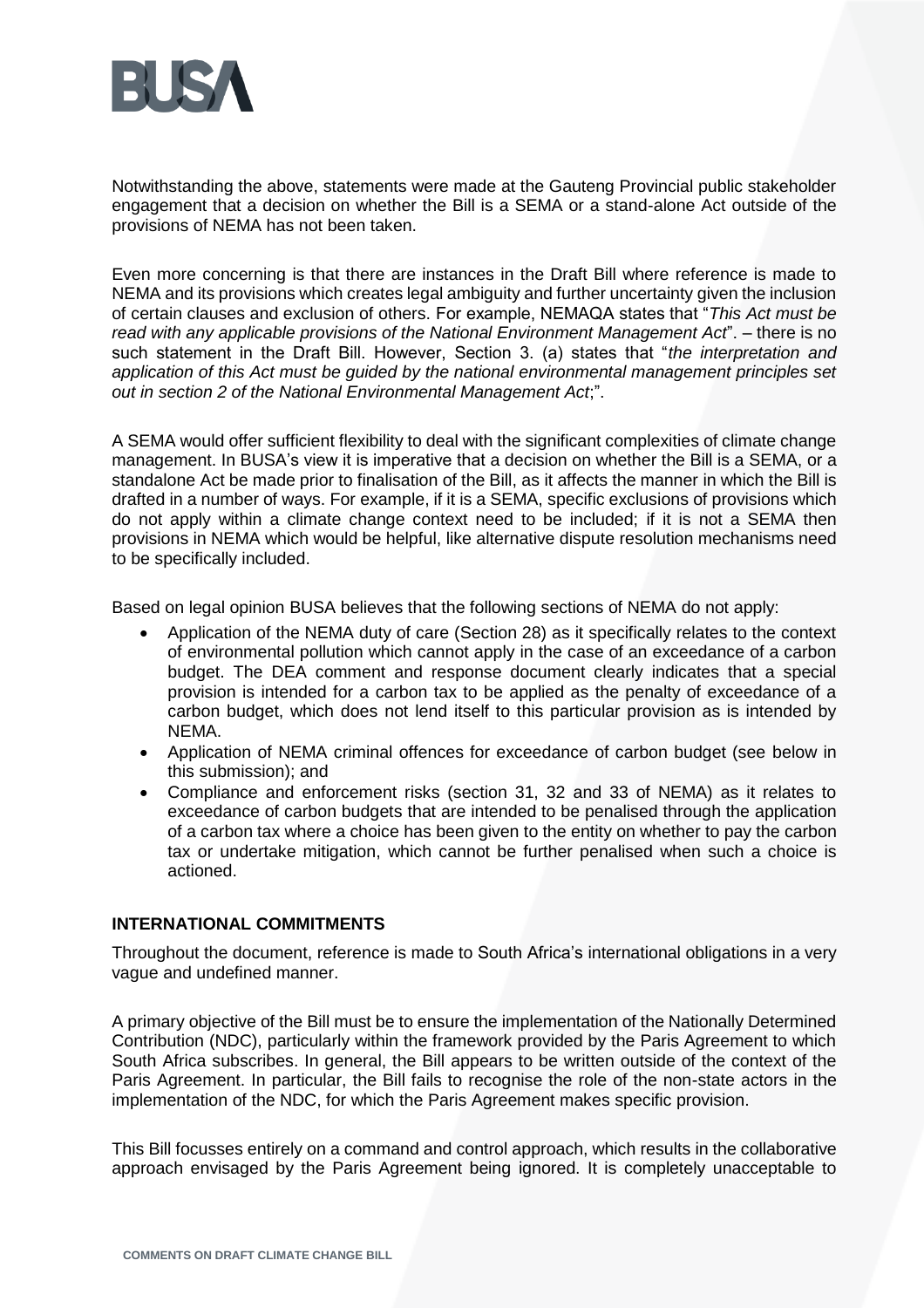Notwithstanding the above, statements were made at the Gauteng Provincial public stakeholder engagement that a decision on whether the Bill is a SEMA or a stand-alone Act outside of the provisions of NEMA has not been taken.

Even more concerning is that there are instances in the Draft Bill where reference is made to NEMA and its provisions which creates legal ambiguity and further uncertainty given the inclusion of certain clauses and exclusion of others. For example, NEMAQA states that "*This Act must be read with any applicable provisions of the National Environment Management Act*". – there is no such statement in the Draft Bill. However, Section 3. (a) states that "*the interpretation and application of this Act must be guided by the national environmental management principles set out in section 2 of the National Environmental Management Act*;".

A SEMA would offer sufficient flexibility to deal with the significant complexities of climate change management. In BUSA's view it is imperative that a decision on whether the Bill is a SEMA, or a standalone Act be made prior to finalisation of the Bill, as it affects the manner in which the Bill is drafted in a number of ways. For example, if it is a SEMA, specific exclusions of provisions which do not apply within a climate change context need to be included; if it is not a SEMA then provisions in NEMA which would be helpful, like alternative dispute resolution mechanisms need to be specifically included.

Based on legal opinion BUSA believes that the following sections of NEMA do not apply:

- Application of the NEMA duty of care (Section 28) as it specifically relates to the context of environmental pollution which cannot apply in the case of an exceedance of a carbon budget. The DEA comment and response document clearly indicates that a special provision is intended for a carbon tax to be applied as the penalty of exceedance of a carbon budget, which does not lend itself to this particular provision as is intended by NEMA.
- Application of NEMA criminal offences for exceedance of carbon budget (see below in this submission); and
- Compliance and enforcement risks (section 31, 32 and 33 of NEMA) as it relates to exceedance of carbon budgets that are intended to be penalised through the application of a carbon tax where a choice has been given to the entity on whether to pay the carbon tax or undertake mitigation, which cannot be further penalised when such a choice is actioned.

## INTERNATIONAL COMMITMENTS

Throughout the document, reference is made to South Africa's international obligations in a very vague and undefined manner.

A primary objective of the Bill must be to ensure the implementation of the Nationally Determined Contribution (NDC), particularly within the framework provided by the Paris Agreement to which South Africa subscribes. In general, the Bill appears to be written outside of the context of the Paris Agreement. In particular, the Bill fails to recognise the role of the non-state actors in the implementation of the NDC, for which the Paris Agreement makes specific provision.

This Bill focusses entirely on a command and control approach, which results in the collaborative approach envisaged by the Paris Agreement being ignored. It is completely unacceptable to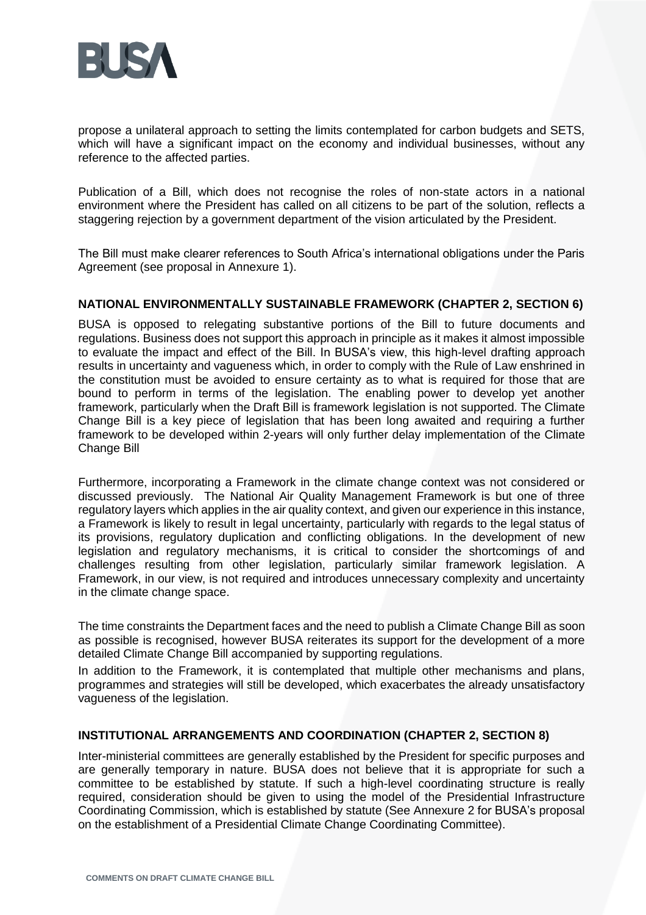propose a unilateral approach to setting the limits contemplated for carbon budgets and SETS, which will have a significant impact on the economy and individual businesses, without any reference to the affected parties.

Publication of a Bill, which does not recognise the roles of non-state actors in a national environment where the President has called on all citizens to be part of the solution, reflects a staggering rejection by a government department of the vision articulated by the President.

The Bill must make clearer references to South Africa's international obligations under the Paris Agreement (see proposal in Annexure 1).

### NATIONAL ENVIRONMENTALLY SUSTAINABLE FRAMEWORK (CHAPTER 2, SECTION 6)

BUSA is opposed to relegating substantive portions of the Bill to future documents and regulations. Business does not support this approach in principle as it makes it almost impossible to evaluate the impact and effect of the Bill. In BUSA's view, this high-level drafting approach results in uncertainty and vagueness which, in order to comply with the Rule of Law enshrined in the constitution must be avoided to ensure certainty as to what is required for those that are bound to perform in terms of the legislation. The enabling power to develop yet another framework, particularly when the Draft Bill is framework legislation is not supported. The Climate Change Bill is a key piece of legislation that has been long awaited and requiring a further framework to be developed within 2-years will only further delay implementation of the Climate Change Bill

Furthermore, incorporating a Framework in the climate change context was not considered or discussed previously. The National Air Quality Management Framework is but one of three regulatory layers which applies in the air quality context, and given our experience in this instance, a Framework is likely to result in legal uncertainty, particularly with regards to the legal status of its provisions, regulatory duplication and conflicting obligations. In the development of new legislation and regulatory mechanisms, it is critical to consider the shortcomings of and challenges resulting from other legislation, particularly similar framework legislation. A Framework, in our view, is not required and introduces unnecessary complexity and uncertainty in the climate change space.

The time constraints the Department faces and the need to publish a Climate Change Bill as soon as possible is recognised, however BUSA reiterates its support for the development of a more detailed Climate Change Bill accompanied by supporting regulations.

In addition to the Framework, it is contemplated that multiple other mechanisms and plans, programmes and strategies will still be developed, which exacerbates the already unsatisfactory vagueness of the legislation.

### INSTITUTIONAL ARRANGEMENTS AND COORDINATION (CHAPTER 2, SECTION 8)

Inter-ministerial committees are generally established by the President for specific purposes and are generally temporary in nature. BUSA does not believe that it is appropriate for such a committee to be established by statute. If such a high-level coordinating structure is really required, consideration should be given to using the model of the Presidential Infrastructure Coordinating Commission, which is established by statute (See Annexure 2 for BUSA's proposal on the establishment of a Presidential Climate Change Coordinating Committee).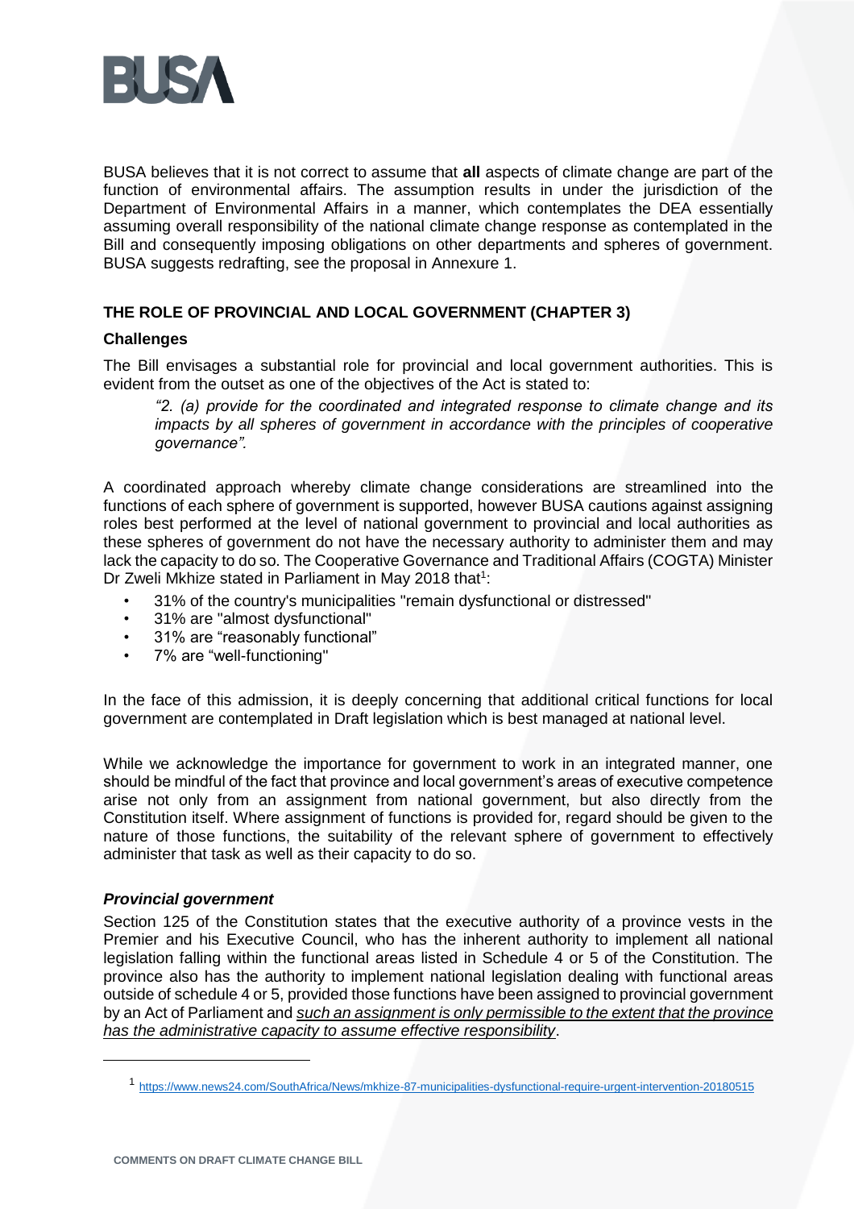BUSA believes that it is not correct to assume that **all** aspects of climate change are part of the function of environmental affairs. The assumption results in under the jurisdiction of the Department of Environmental Affairs in a manner, which contemplates the DEA essentially assuming overall responsibility of the national climate change response as contemplated in the Bill and consequently imposing obligations on other departments and spheres of government. BUSA suggests redrafting, see the proposal in Annexure 1.

## THE ROLE OF PROVINCIAL AND LOCAL GOVERNMENT (CHAPTER 3)

### Challenges

The Bill envisages a substantial role for provincial and local government authorities. This is evident from the outset as one of the objectives of the Act is stated to:

> *"2. (a) provide for the coordinated and integrated response to climate change and its impacts by all spheres of government in accordance with the principles of cooperative governance".*

A coordinated approach whereby climate change considerations are streamlined into the functions of each sphere of government is supported, however BUSA cautions against assigning roles best performed at the level of national government to provincial and local authorities as these spheres of government do not have the necessary authority to administer them and may lack the capacity to do so. The Cooperative Governance and Traditional Affairs (COGTA) Minister Dr Zweli Mkhize stated in Parliament in May 2018 that[1]:

- 31% of the country's municipalities "remain dysfunctional or distressed"
- 31% are "almost dysfunctional"
- 31% are "reasonably functional"
- 7% are "well-functioning"

In the face of this admission, it is deeply concerning that additional critical functions for local government are contemplated in Draft legislation which is best managed at national level.

While we acknowledge the importance for government to work in an integrated manner, one should be mindful of the fact that province and local government's areas of executive competence arise not only from an assignment from national government, but also directly from the Constitution itself. Where assignment of functions is provided for, regard should be given to the nature of those functions, the suitability of the relevant sphere of government to effectively administer that task as well as their capacity to do so.

#### *Provincial government*

Section 125 of the Constitution states that the executive authority of a province vests in the Premier and his Executive Council, who has the inherent authority to implement all national legislation falling within the functional areas listed in Schedule 4 or 5 of the Constitution. The province also has the authority to implement national legislation dealing with functional areas outside of schedule 4 or 5, provided those functions have been assigned to provincial government by an Act of Parliament and *such an assignment is only permissible to the extent that the province has the administrative capacity to assume effective responsibility*.

[1] https://www.news24.com/SouthAfrica/News/mkhize-87-municipalities-dysfunctional-require-urgent-intervention-20180515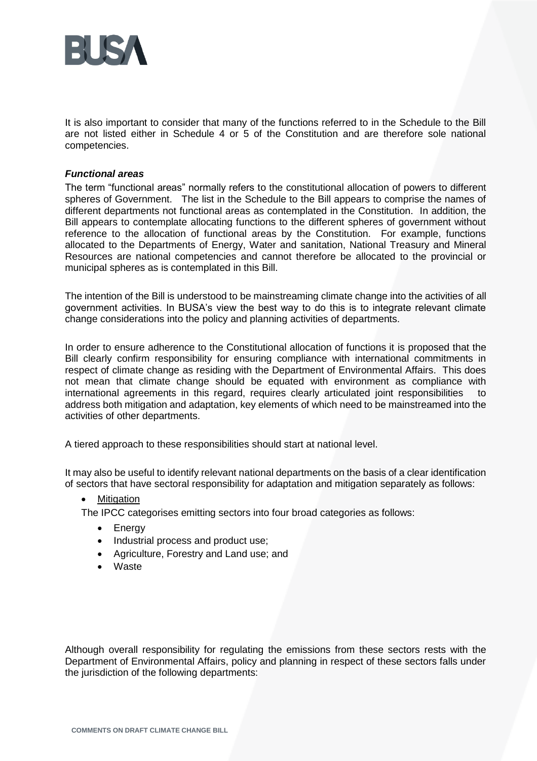It is also important to consider that many of the functions referred to in the Schedule to the Bill are not listed either in Schedule 4 or 5 of the Constitution and are therefore sole national competencies.

***Functional areas***

The term "functional areas" normally refers to the constitutional allocation of powers to different spheres of Government. The list in the Schedule to the Bill appears to comprise the names of different departments not functional areas as contemplated in the Constitution. In addition, the Bill appears to contemplate allocating functions to the different spheres of government without reference to the allocation of functional areas by the Constitution. For example, functions allocated to the Departments of Energy, Water and sanitation, National Treasury and Mineral Resources are national competencies and cannot therefore be allocated to the provincial or municipal spheres as is contemplated in this Bill.

The intention of the Bill is understood to be mainstreaming climate change into the activities of all government activities. In BUSA's view the best way to do this is to integrate relevant climate change considerations into the policy and planning activities of departments.

In order to ensure adherence to the Constitutional allocation of functions it is proposed that the Bill clearly confirm responsibility for ensuring compliance with international commitments in respect of climate change as residing with the Department of Environmental Affairs. This does not mean that climate change should be equated with environment as compliance with international agreements in this regard, requires clearly articulated joint responsibilities to address both mitigation and adaptation, key elements of which need to be mainstreamed into the activities of other departments.

A tiered approach to these responsibilities should start at national level.

It may also be useful to identify relevant national departments on the basis of a clear identification of sectors that have sectoral responsibility for adaptation and mitigation separately as follows:

- Mitigation

  The IPCC categorises emitting sectors into four broad categories as follows:

  - Energy
  - Industrial process and product use;
  - Agriculture, Forestry and Land use; and
  - Waste

Although overall responsibility for regulating the emissions from these sectors rests with the Department of Environmental Affairs, policy and planning in respect of these sectors falls under the jurisdiction of the following departments: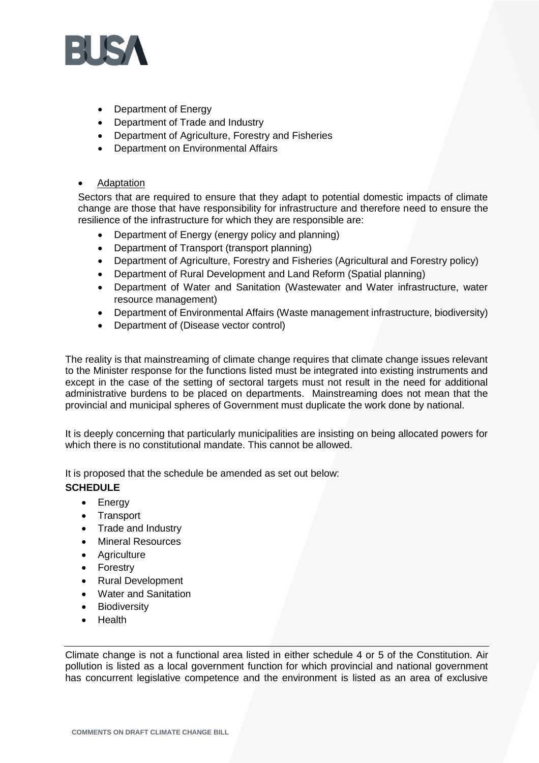- Department of Energy
- Department of Trade and Industry
- Department of Agriculture, Forestry and Fisheries
- Department on Environmental Affairs

- Adaptation

Sectors that are required to ensure that they adapt to potential domestic impacts of climate change are those that have responsibility for infrastructure and therefore need to ensure the resilience of the infrastructure for which they are responsible are:

- Department of Energy (energy policy and planning)
- Department of Transport (transport planning)
- Department of Agriculture, Forestry and Fisheries (Agricultural and Forestry policy)
- Department of Rural Development and Land Reform (Spatial planning)
- Department of Water and Sanitation (Wastewater and Water infrastructure, water resource management)
- Department of Environmental Affairs (Waste management infrastructure, biodiversity)
- Department of (Disease vector control)

The reality is that mainstreaming of climate change requires that climate change issues relevant to the Minister response for the functions listed must be integrated into existing instruments and except in the case of the setting of sectoral targets must not result in the need for additional administrative burdens to be placed on departments. Mainstreaming does not mean that the provincial and municipal spheres of Government must duplicate the work done by national.

It is deeply concerning that particularly municipalities are insisting on being allocated powers for which there is no constitutional mandate. This cannot be allowed.

It is proposed that the schedule be amended as set out below:

**SCHEDULE**

- Energy
- Transport
- Trade and Industry
- Mineral Resources
- Agriculture
- Forestry
- Rural Development
- Water and Sanitation
- Biodiversity
- Health

---

Climate change is not a functional area listed in either schedule 4 or 5 of the Constitution. Air pollution is listed as a local government function for which provincial and national government has concurrent legislative competence and the environment is listed as an area of exclusive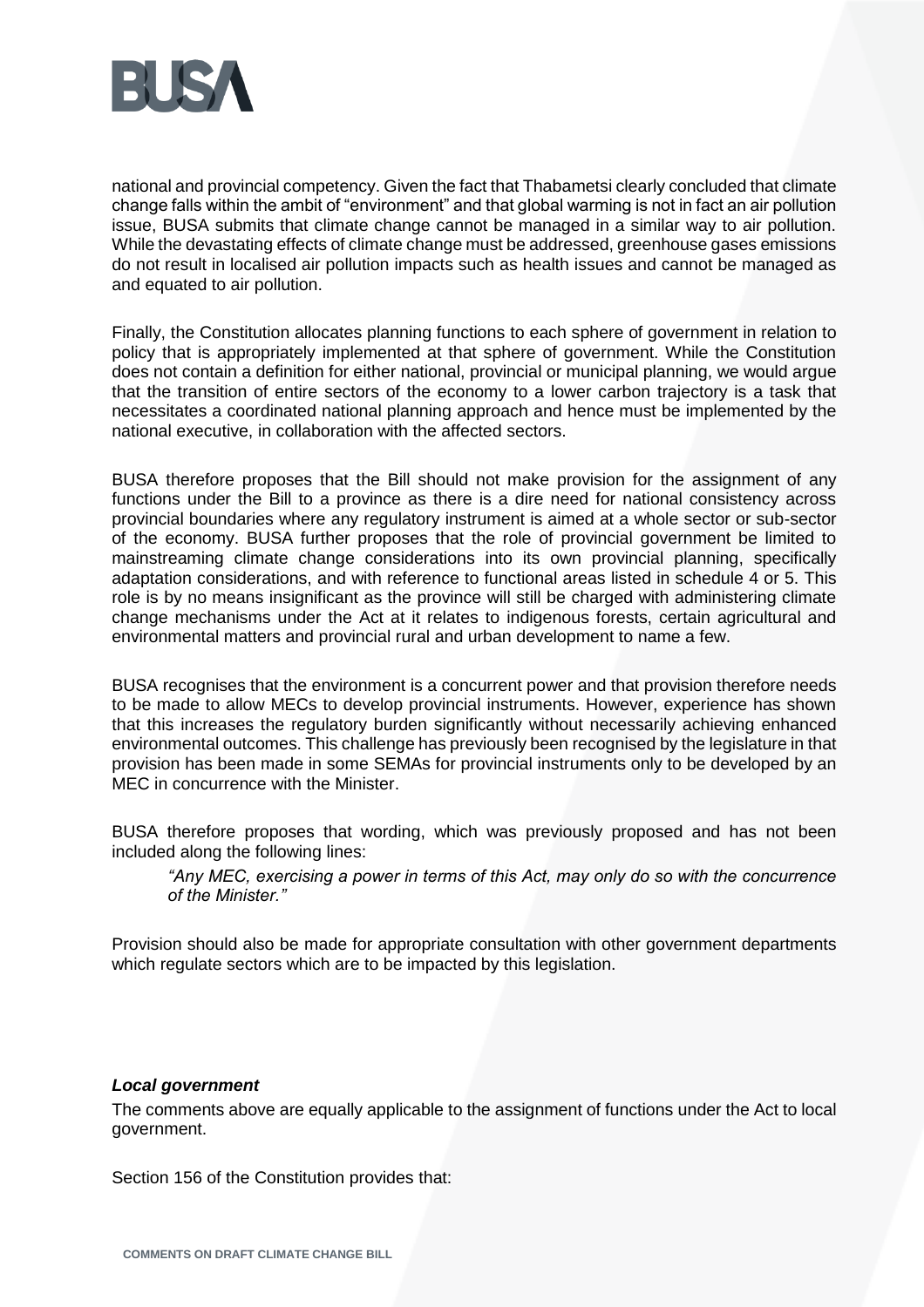national and provincial competency. Given the fact that Thabametsi clearly concluded that climate change falls within the ambit of "environment" and that global warming is not in fact an air pollution issue, BUSA submits that climate change cannot be managed in a similar way to air pollution. While the devastating effects of climate change must be addressed, greenhouse gases emissions do not result in localised air pollution impacts such as health issues and cannot be managed as and equated to air pollution.

Finally, the Constitution allocates planning functions to each sphere of government in relation to policy that is appropriately implemented at that sphere of government. While the Constitution does not contain a definition for either national, provincial or municipal planning, we would argue that the transition of entire sectors of the economy to a lower carbon trajectory is a task that necessitates a coordinated national planning approach and hence must be implemented by the national executive, in collaboration with the affected sectors.

BUSA therefore proposes that the Bill should not make provision for the assignment of any functions under the Bill to a province as there is a dire need for national consistency across provincial boundaries where any regulatory instrument is aimed at a whole sector or sub-sector of the economy. BUSA further proposes that the role of provincial government be limited to mainstreaming climate change considerations into its own provincial planning, specifically adaptation considerations, and with reference to functional areas listed in schedule 4 or 5. This role is by no means insignificant as the province will still be charged with administering climate change mechanisms under the Act at it relates to indigenous forests, certain agricultural and environmental matters and provincial rural and urban development to name a few.

BUSA recognises that the environment is a concurrent power and that provision therefore needs to be made to allow MECs to develop provincial instruments. However, experience has shown that this increases the regulatory burden significantly without necessarily achieving enhanced environmental outcomes. This challenge has previously been recognised by the legislature in that provision has been made in some SEMAs for provincial instruments only to be developed by an MEC in concurrence with the Minister.

BUSA therefore proposes that wording, which was previously proposed and has not been included along the following lines:

> *"Any MEC, exercising a power in terms of this Act, may only do so with the concurrence of the Minister."*

Provision should also be made for appropriate consultation with other government departments which regulate sectors which are to be impacted by this legislation.

***Local government***

The comments above are equally applicable to the assignment of functions under the Act to local government.

Section 156 of the Constitution provides that: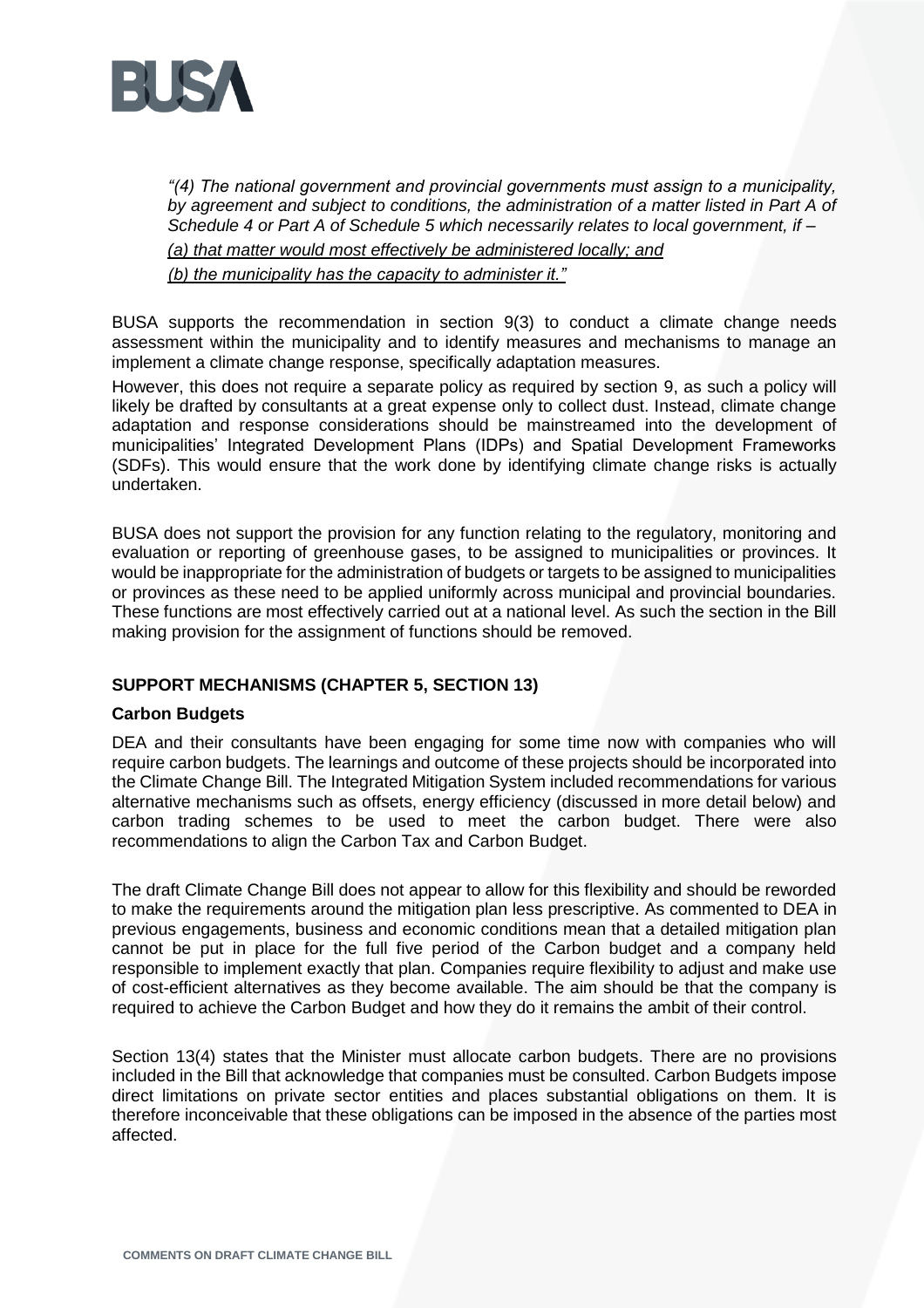*"(4) The national government and provincial governments must assign to a municipality, by agreement and subject to conditions, the administration of a matter listed in Part A of Schedule 4 or Part A of Schedule 5 which necessarily relates to local government, if –*

*<u>(a) that matter would most effectively be administered locally; and</u>*

*<u>(b) the municipality has the capacity to administer it."</u>*

BUSA supports the recommendation in section 9(3) to conduct a climate change needs assessment within the municipality and to identify measures and mechanisms to manage an implement a climate change response, specifically adaptation measures.

However, this does not require a separate policy as required by section 9, as such a policy will likely be drafted by consultants at a great expense only to collect dust. Instead, climate change adaptation and response considerations should be mainstreamed into the development of municipalities' Integrated Development Plans (IDPs) and Spatial Development Frameworks (SDFs). This would ensure that the work done by identifying climate change risks is actually undertaken.

BUSA does not support the provision for any function relating to the regulatory, monitoring and evaluation or reporting of greenhouse gases, to be assigned to municipalities or provinces. It would be inappropriate for the administration of budgets or targets to be assigned to municipalities or provinces as these need to be applied uniformly across municipal and provincial boundaries. These functions are most effectively carried out at a national level. As such the section in the Bill making provision for the assignment of functions should be removed.

## SUPPORT MECHANISMS (CHAPTER 5, SECTION 13)

### Carbon Budgets

DEA and their consultants have been engaging for some time now with companies who will require carbon budgets. The learnings and outcome of these projects should be incorporated into the Climate Change Bill. The Integrated Mitigation System included recommendations for various alternative mechanisms such as offsets, energy efficiency (discussed in more detail below) and carbon trading schemes to be used to meet the carbon budget. There were also recommendations to align the Carbon Tax and Carbon Budget.

The draft Climate Change Bill does not appear to allow for this flexibility and should be reworded to make the requirements around the mitigation plan less prescriptive. As commented to DEA in previous engagements, business and economic conditions mean that a detailed mitigation plan cannot be put in place for the full five period of the Carbon budget and a company held responsible to implement exactly that plan. Companies require flexibility to adjust and make use of cost-efficient alternatives as they become available. The aim should be that the company is required to achieve the Carbon Budget and how they do it remains the ambit of their control.

Section 13(4) states that the Minister must allocate carbon budgets. There are no provisions included in the Bill that acknowledge that companies must be consulted. Carbon Budgets impose direct limitations on private sector entities and places substantial obligations on them. It is therefore inconceivable that these obligations can be imposed in the absence of the parties most affected.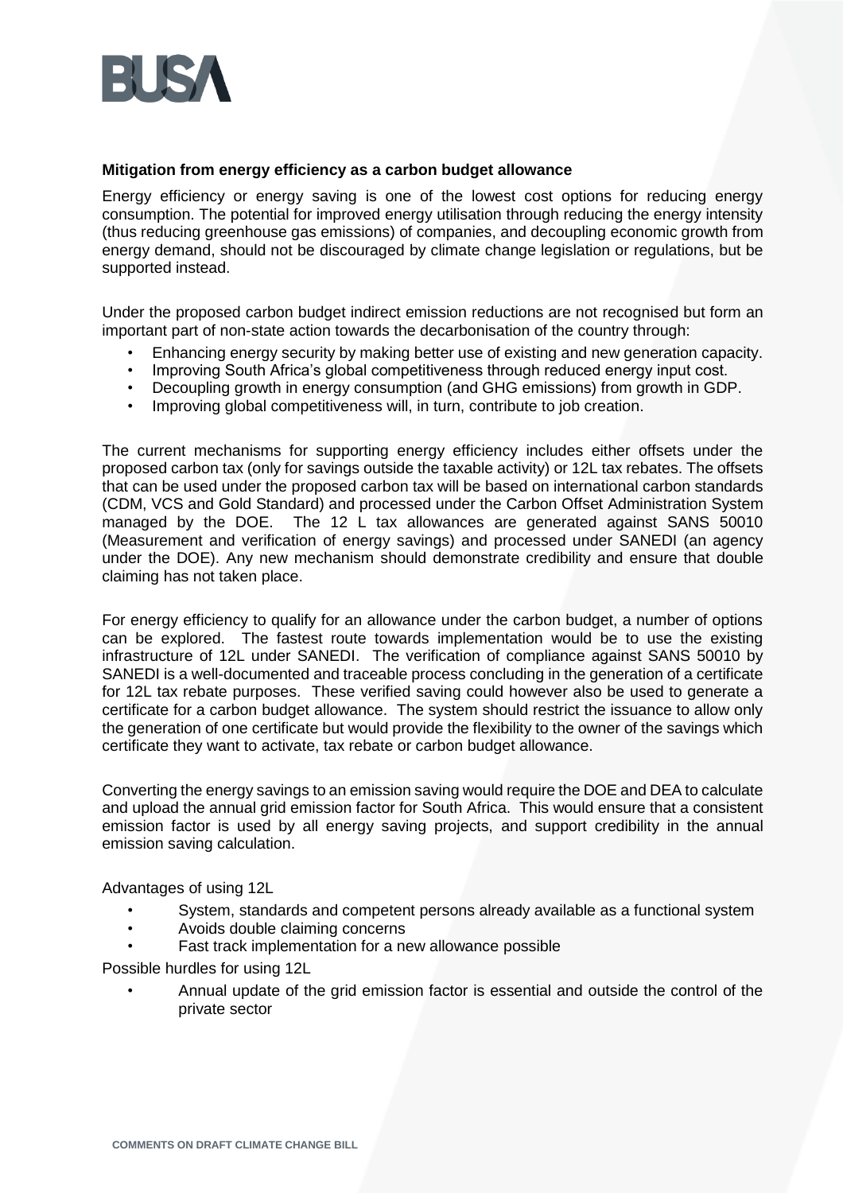**Mitigation from energy efficiency as a carbon budget allowance**

Energy efficiency or energy saving is one of the lowest cost options for reducing energy consumption. The potential for improved energy utilisation through reducing the energy intensity (thus reducing greenhouse gas emissions) of companies, and decoupling economic growth from energy demand, should not be discouraged by climate change legislation or regulations, but be supported instead.

Under the proposed carbon budget indirect emission reductions are not recognised but form an important part of non-state action towards the decarbonisation of the country through:

- Enhancing energy security by making better use of existing and new generation capacity.
- Improving South Africa's global competitiveness through reduced energy input cost.
- Decoupling growth in energy consumption (and GHG emissions) from growth in GDP.
- Improving global competitiveness will, in turn, contribute to job creation.

The current mechanisms for supporting energy efficiency includes either offsets under the proposed carbon tax (only for savings outside the taxable activity) or 12L tax rebates. The offsets that can be used under the proposed carbon tax will be based on international carbon standards (CDM, VCS and Gold Standard) and processed under the Carbon Offset Administration System managed by the DOE. The 12 L tax allowances are generated against SANS 50010 (Measurement and verification of energy savings) and processed under SANEDI (an agency under the DOE). Any new mechanism should demonstrate credibility and ensure that double claiming has not taken place.

For energy efficiency to qualify for an allowance under the carbon budget, a number of options can be explored. The fastest route towards implementation would be to use the existing infrastructure of 12L under SANEDI. The verification of compliance against SANS 50010 by SANEDI is a well-documented and traceable process concluding in the generation of a certificate for 12L tax rebate purposes. These verified saving could however also be used to generate a certificate for a carbon budget allowance. The system should restrict the issuance to allow only the generation of one certificate but would provide the flexibility to the owner of the savings which certificate they want to activate, tax rebate or carbon budget allowance.

Converting the energy savings to an emission saving would require the DOE and DEA to calculate and upload the annual grid emission factor for South Africa. This would ensure that a consistent emission factor is used by all energy saving projects, and support credibility in the annual emission saving calculation.

Advantages of using 12L

- System, standards and competent persons already available as a functional system
- Avoids double claiming concerns
- Fast track implementation for a new allowance possible

Possible hurdles for using 12L

- Annual update of the grid emission factor is essential and outside the control of the private sector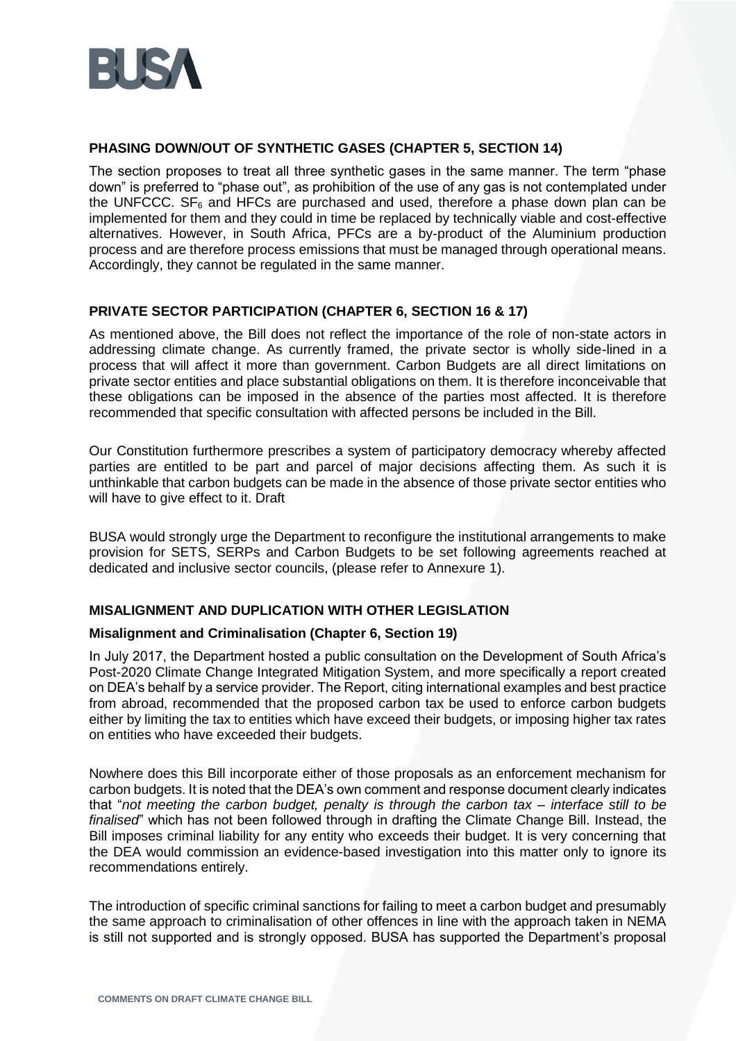## PHASING DOWN/OUT OF SYNTHETIC GASES (CHAPTER 5, SECTION 14)

The section proposes to treat all three synthetic gases in the same manner. The term "phase down" is preferred to "phase out", as prohibition of the use of any gas is not contemplated under the UNFCCC. $SF_6$ and HFCs are purchased and used, therefore a phase down plan can be implemented for them and they could in time be replaced by technically viable and cost-effective alternatives. However, in South Africa, PFCs are a by-product of the Aluminium production process and are therefore process emissions that must be managed through operational means. Accordingly, they cannot be regulated in the same manner.

## PRIVATE SECTOR PARTICIPATION (CHAPTER 6, SECTION 16 & 17)

As mentioned above, the Bill does not reflect the importance of the role of non-state actors in addressing climate change. As currently framed, the private sector is wholly side-lined in a process that will affect it more than government. Carbon Budgets are all direct limitations on private sector entities and place substantial obligations on them. It is therefore inconceivable that these obligations can be imposed in the absence of the parties most affected. It is therefore recommended that specific consultation with affected persons be included in the Bill.

Our Constitution furthermore prescribes a system of participatory democracy whereby affected parties are entitled to be part and parcel of major decisions affecting them. As such it is unthinkable that carbon budgets can be made in the absence of those private sector entities who will have to give effect to it. Draft

BUSA would strongly urge the Department to reconfigure the institutional arrangements to make provision for SETS, SERPs and Carbon Budgets to be set following agreements reached at dedicated and inclusive sector councils, (please refer to Annexure 1).

## MISALIGNMENT AND DUPLICATION WITH OTHER LEGISLATION

### Misalignment and Criminalisation (Chapter 6, Section 19)

In July 2017, the Department hosted a public consultation on the Development of South Africa's Post-2020 Climate Change Integrated Mitigation System, and more specifically a report created on DEA's behalf by a service provider. The Report, citing international examples and best practice from abroad, recommended that the proposed carbon tax be used to enforce carbon budgets either by limiting the tax to entities which have exceed their budgets, or imposing higher tax rates on entities who have exceeded their budgets.

Nowhere does this Bill incorporate either of those proposals as an enforcement mechanism for carbon budgets. It is noted that the DEA's own comment and response document clearly indicates that "*not meeting the carbon budget, penalty is through the carbon tax – interface still to be finalised*" which has not been followed through in drafting the Climate Change Bill. Instead, the Bill imposes criminal liability for any entity who exceeds their budget. It is very concerning that the DEA would commission an evidence-based investigation into this matter only to ignore its recommendations entirely.

The introduction of specific criminal sanctions for failing to meet a carbon budget and presumably the same approach to criminalisation of other offences in line with the approach taken in NEMA is still not supported and is strongly opposed. BUSA has supported the Department's proposal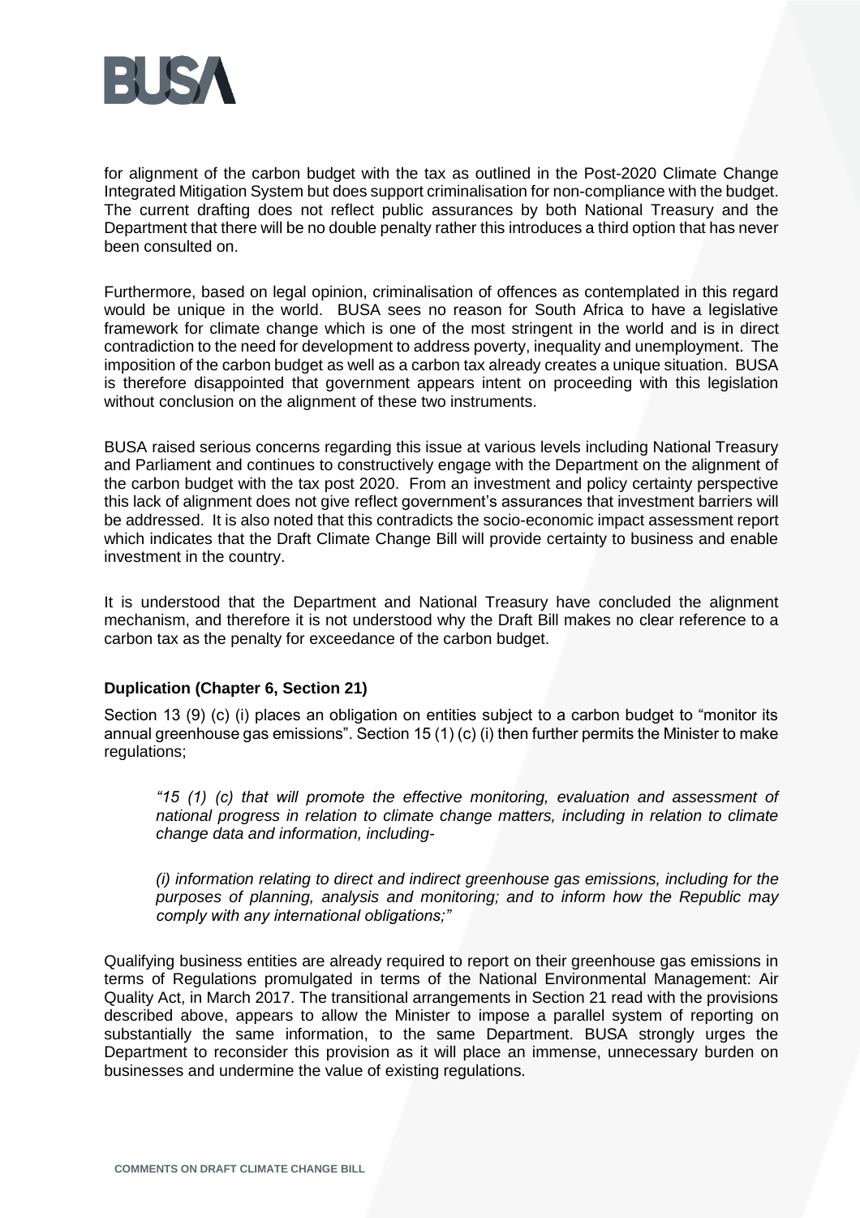for alignment of the carbon budget with the tax as outlined in the Post-2020 Climate Change Integrated Mitigation System but does support criminalisation for non-compliance with the budget. The current drafting does not reflect public assurances by both National Treasury and the Department that there will be no double penalty rather this introduces a third option that has never been consulted on.

Furthermore, based on legal opinion, criminalisation of offences as contemplated in this regard would be unique in the world. BUSA sees no reason for South Africa to have a legislative framework for climate change which is one of the most stringent in the world and is in direct contradiction to the need for development to address poverty, inequality and unemployment. The imposition of the carbon budget as well as a carbon tax already creates a unique situation. BUSA is therefore disappointed that government appears intent on proceeding with this legislation without conclusion on the alignment of these two instruments.

BUSA raised serious concerns regarding this issue at various levels including National Treasury and Parliament and continues to constructively engage with the Department on the alignment of the carbon budget with the tax post 2020. From an investment and policy certainty perspective this lack of alignment does not give reflect government's assurances that investment barriers will be addressed. It is also noted that this contradicts the socio-economic impact assessment report which indicates that the Draft Climate Change Bill will provide certainty to business and enable investment in the country.

It is understood that the Department and National Treasury have concluded the alignment mechanism, and therefore it is not understood why the Draft Bill makes no clear reference to a carbon tax as the penalty for exceedance of the carbon budget.

**Duplication (Chapter 6, Section 21)**

Section 13 (9) (c) (i) places an obligation on entities subject to a carbon budget to "monitor its annual greenhouse gas emissions". Section 15 (1) (c) (i) then further permits the Minister to make regulations;

> *"15 (1) (c) that will promote the effective monitoring, evaluation and assessment of national progress in relation to climate change matters, including in relation to climate change data and information, including-*
>
> *(i) information relating to direct and indirect greenhouse gas emissions, including for the purposes of planning, analysis and monitoring; and to inform how the Republic may comply with any international obligations;"*

Qualifying business entities are already required to report on their greenhouse gas emissions in terms of Regulations promulgated in terms of the National Environmental Management: Air Quality Act, in March 2017. The transitional arrangements in Section 21 read with the provisions described above, appears to allow the Minister to impose a parallel system of reporting on substantially the same information, to the same Department. BUSA strongly urges the Department to reconsider this provision as it will place an immense, unnecessary burden on businesses and undermine the value of existing regulations.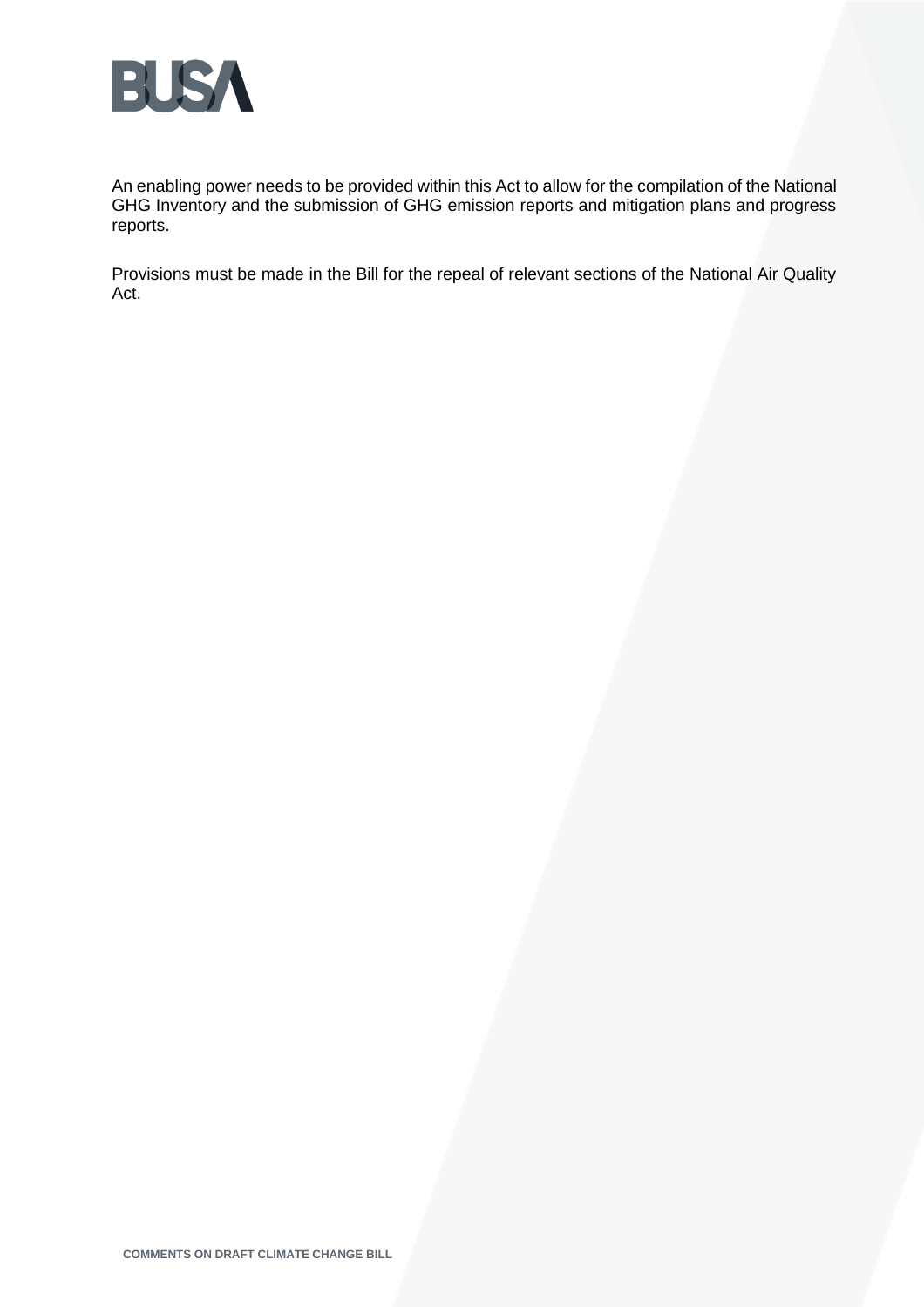An enabling power needs to be provided within this Act to allow for the compilation of the National GHG Inventory and the submission of GHG emission reports and mitigation plans and progress reports.

Provisions must be made in the Bill for the repeal of relevant sections of the National Air Quality Act.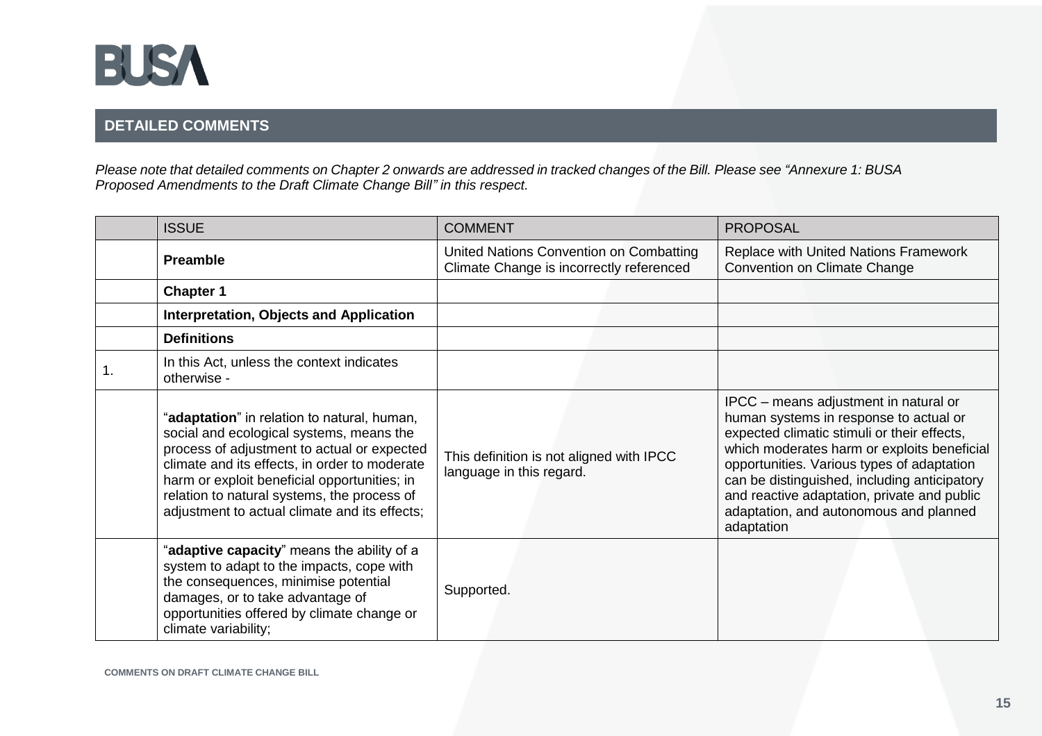## DETAILED COMMENTS

*Please note that detailed comments on Chapter 2 onwards are addressed in tracked changes of the Bill. Please see "Annexure 1: BUSA Proposed Amendments to the Draft Climate Change Bill" in this respect.*

| | ISSUE | COMMENT | PROPOSAL |
|---|---|---|---|
| | **Preamble** | United Nations Convention on Combatting Climate Change is incorrectly referenced | Replace with United Nations Framework Convention on Climate Change |
| | **Chapter 1** | | |
| | **Interpretation, Objects and Application** | | |
| | **Definitions** | | |
| 1. | In this Act, unless the context indicates otherwise - | | |
| | "**adaptation**" in relation to natural, human, social and ecological systems, means the process of adjustment to actual or expected climate and its effects, in order to moderate harm or exploit beneficial opportunities; in relation to natural systems, the process of adjustment to actual climate and its effects; | This definition is not aligned with IPCC language in this regard. | IPCC – means adjustment in natural or human systems in response to actual or expected climatic stimuli or their effects, which moderates harm or exploits beneficial opportunities. Various types of adaptation can be distinguished, including anticipatory and reactive adaptation, private and public adaptation, and autonomous and planned adaptation |
| | "**adaptive capacity**" means the ability of a system to adapt to the impacts, cope with the consequences, minimise potential damages, or to take advantage of opportunities offered by climate change or climate variability; | Supported. | |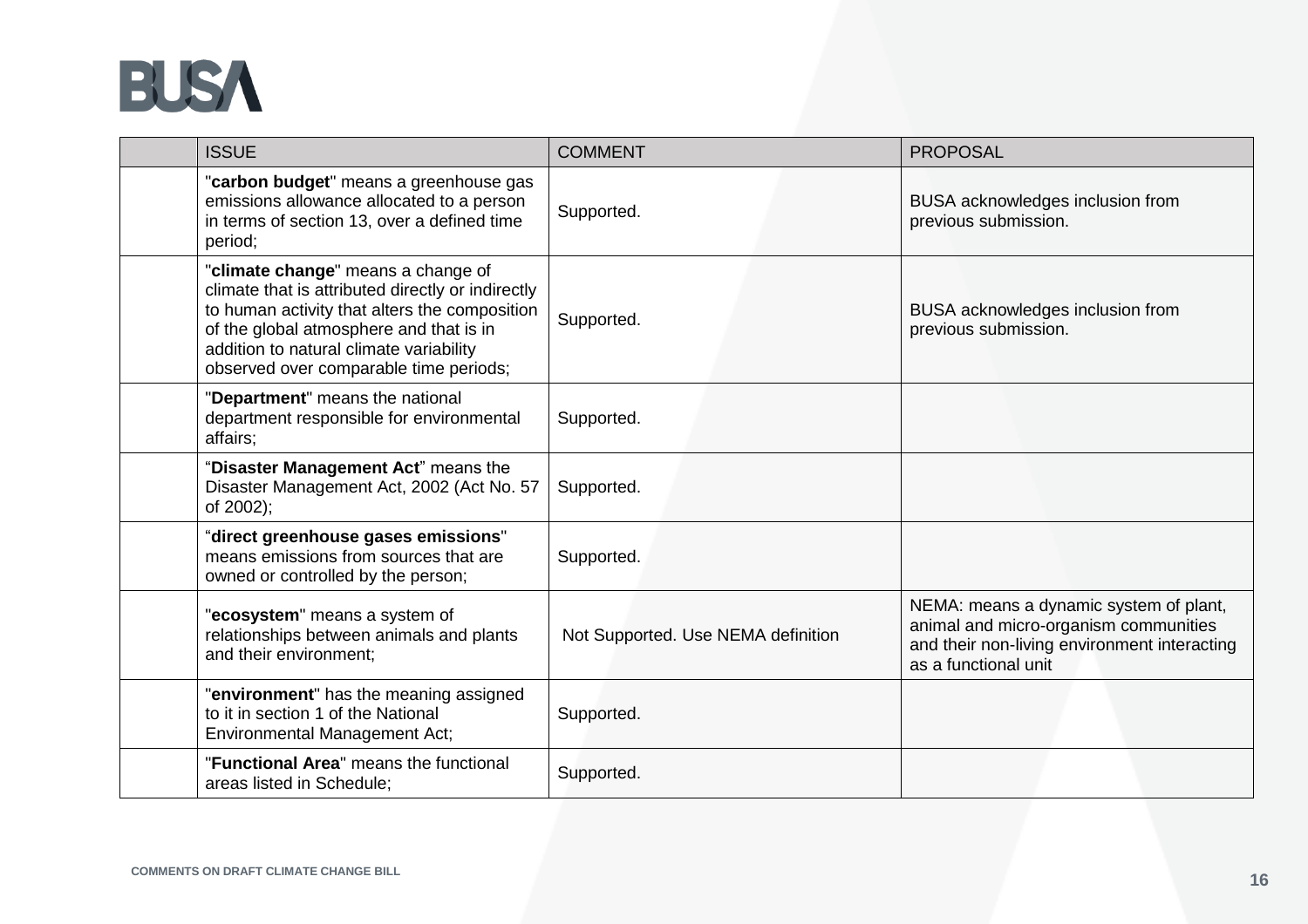| | ISSUE | COMMENT | PROPOSAL |
|---|---|---|---|
| | "**carbon budget**" means a greenhouse gas emissions allowance allocated to a person in terms of section 13, over a defined time period; | Supported. | BUSA acknowledges inclusion from previous submission. |
| | "**climate change**" means a change of climate that is attributed directly or indirectly to human activity that alters the composition of the global atmosphere and that is in addition to natural climate variability observed over comparable time periods; | Supported. | BUSA acknowledges inclusion from previous submission. |
| | "**Department**" means the national department responsible for environmental affairs; | Supported. | |
| | "**Disaster Management Act**" means the Disaster Management Act, 2002 (Act No. 57 of 2002); | Supported. | |
| | "**direct greenhouse gases emissions**" means emissions from sources that are owned or controlled by the person; | Supported. | |
| | "**ecosystem**" means a system of relationships between animals and plants and their environment; | Not Supported. Use NEMA definition | NEMA: means a dynamic system of plant, animal and micro-organism communities and their non-living environment interacting as a functional unit |
| | "**environment**" has the meaning assigned to it in section 1 of the National Environmental Management Act; | Supported. | |
| | "**Functional Area**" means the functional areas listed in Schedule; | Supported. | |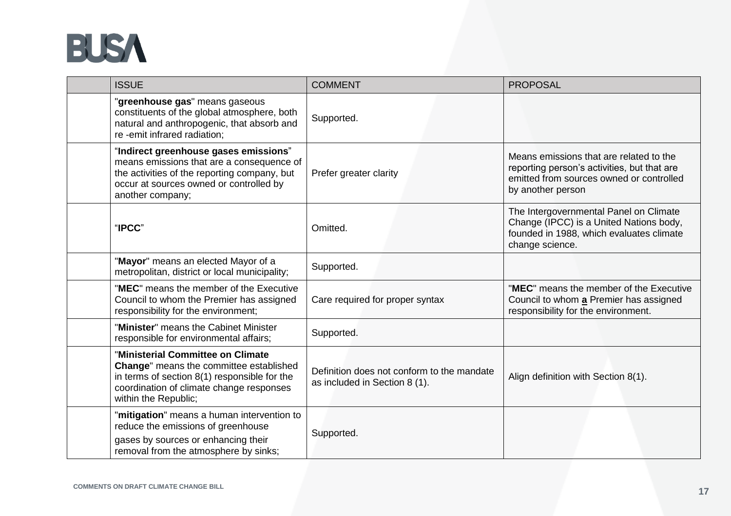|  | ISSUE | COMMENT | PROPOSAL |
|---|---|---|---|
|  | "**greenhouse gas**" means gaseous constituents of the global atmosphere, both natural and anthropogenic, that absorb and re -emit infrared radiation; | Supported. |  |
|  | "**Indirect greenhouse gases emissions**" means emissions that are a consequence of the activities of the reporting company, but occur at sources owned or controlled by another company; | Prefer greater clarity | Means emissions that are related to the reporting person's activities, but that are emitted from sources owned or controlled by another person |
|  | "**IPCC**" | Omitted. | The Intergovernmental Panel on Climate Change (IPCC) is a United Nations body, founded in 1988, which evaluates climate change science. |
|  | "**Mayor**" means an elected Mayor of a metropolitan, district or local municipality; | Supported. |  |
|  | "**MEC**" means the member of the Executive Council to whom the Premier has assigned responsibility for the environment; | Care required for proper syntax | "**MEC**" means the member of the Executive Council to whom **a** Premier has assigned responsibility for the environment. |
|  | "**Minister**" means the Cabinet Minister responsible for environmental affairs; | Supported. |  |
|  | "**Ministerial Committee on Climate Change**" means the committee established in terms of section 8(1) responsible for the coordination of climate change responses within the Republic; | Definition does not conform to the mandate as included in Section 8 (1). | Align definition with Section 8(1). |
|  | "**mitigation**" means a human intervention to reduce the emissions of greenhouse gases by sources or enhancing their removal from the atmosphere by sinks; | Supported. |  |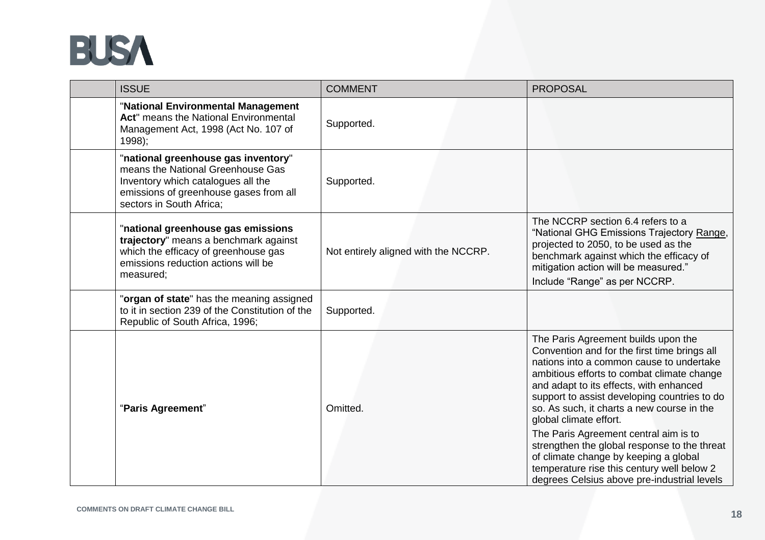| | ISSUE | COMMENT | PROPOSAL |
|---|---|---|---|
| | "**National Environmental Management Act**" means the National Environmental Management Act, 1998 (Act No. 107 of 1998); | Supported. | |
| | "**national greenhouse gas inventory**" means the National Greenhouse Gas Inventory which catalogues all the emissions of greenhouse gases from all sectors in South Africa; | Supported. | |
| | "**national greenhouse gas emissions trajectory**" means a benchmark against which the efficacy of greenhouse gas emissions reduction actions will be measured; | Not entirely aligned with the NCCRP. | The NCCRP section 6.4 refers to a "National GHG Emissions Trajectory Range, projected to 2050, to be used as the benchmark against which the efficacy of mitigation action will be measured." Include "Range" as per NCCRP. |
| | "**organ of state**" has the meaning assigned to it in section 239 of the Constitution of the Republic of South Africa, 1996; | Supported. | |
| | "**Paris Agreement**" | Omitted. | The Paris Agreement builds upon the Convention and for the first time brings all nations into a common cause to undertake ambitious efforts to combat climate change and adapt to its effects, with enhanced support to assist developing countries to do so. As such, it charts a new course in the global climate effort. The Paris Agreement central aim is to strengthen the global response to the threat of climate change by keeping a global temperature rise this century well below 2 degrees Celsius above pre-industrial levels |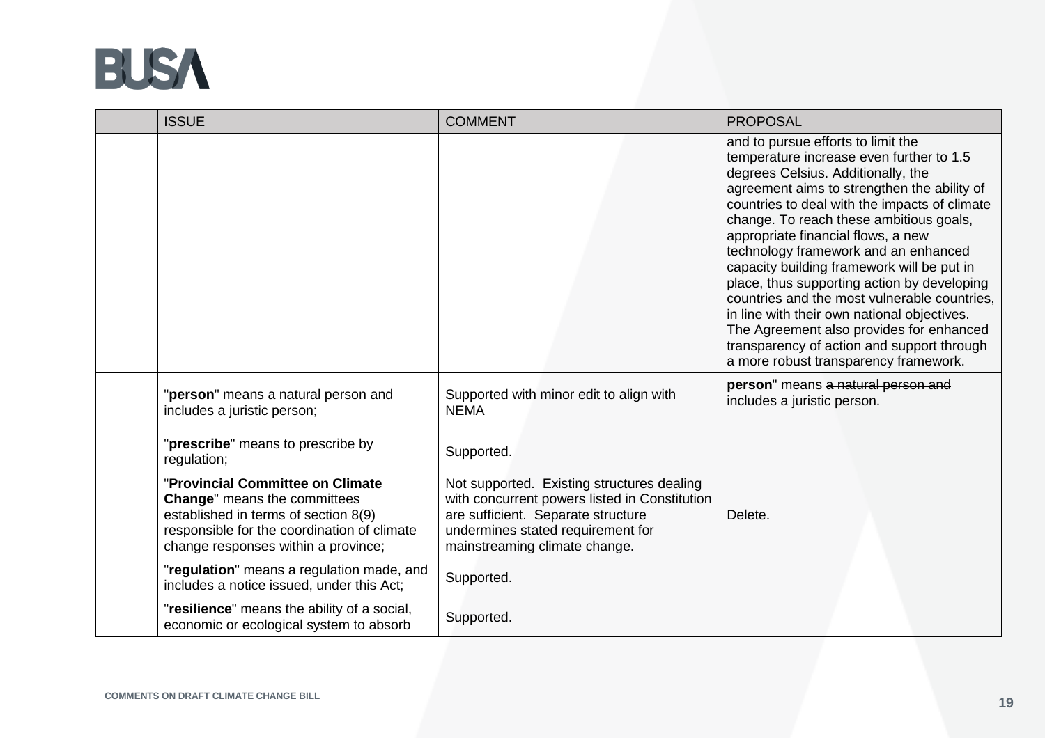|  | ISSUE | COMMENT | PROPOSAL |
|---|---|---|---|
|  |  |  | and to pursue efforts to limit the temperature increase even further to 1.5 degrees Celsius. Additionally, the agreement aims to strengthen the ability of countries to deal with the impacts of climate change. To reach these ambitious goals, appropriate financial flows, a new technology framework and an enhanced capacity building framework will be put in place, thus supporting action by developing countries and the most vulnerable countries, in line with their own national objectives. The Agreement also provides for enhanced transparency of action and support through a more robust transparency framework. |
|  | "**person**" means a natural person and includes a juristic person; | Supported with minor edit to align with NEMA | **person**" means ~~a natural person and includes~~ a juristic person. |
|  | "**prescribe**" means to prescribe by regulation; | Supported. |  |
|  | "**Provincial Committee on Climate Change**" means the committees established in terms of section 8(9) responsible for the coordination of climate change responses within a province; | Not supported. Existing structures dealing with concurrent powers listed in Constitution are sufficient. Separate structure undermines stated requirement for mainstreaming climate change. | Delete. |
|  | "**regulation**" means a regulation made, and includes a notice issued, under this Act; | Supported. |  |
|  | "**resilience**" means the ability of a social, economic or ecological system to absorb | Supported. |  |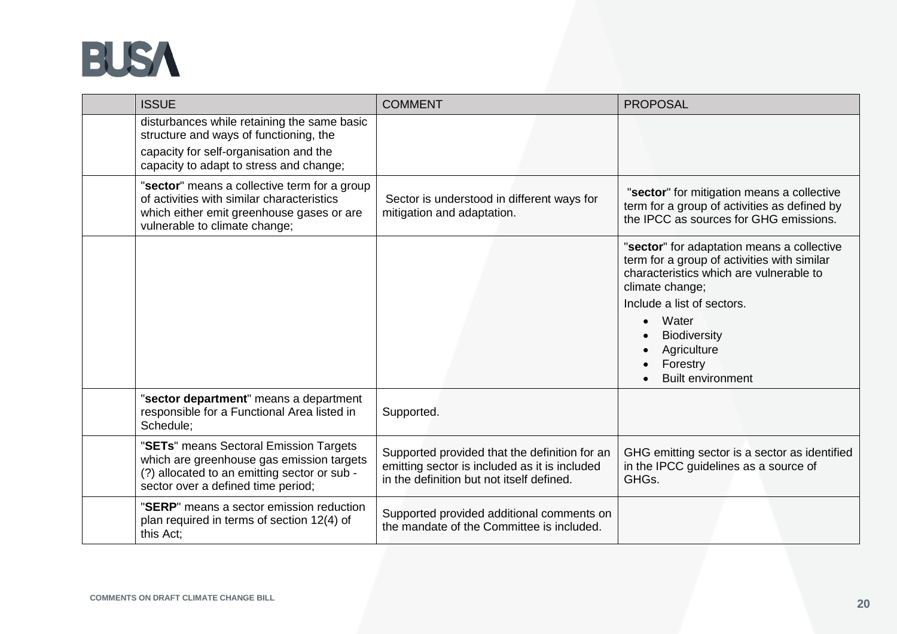| | ISSUE | COMMENT | PROPOSAL |
|---|---|---|---|
| | disturbances while retaining the same basic structure and ways of functioning, the capacity for self-organisation and the capacity to adapt to stress and change; | | |
| | "**sector**" means a collective term for a group of activities with similar characteristics which either emit greenhouse gases or are vulnerable to climate change; | Sector is understood in different ways for mitigation and adaptation. | "**sector**" for mitigation means a collective term for a group of activities as defined by the IPCC as sources for GHG emissions. |
| | | | "**sector**" for adaptation means a collective term for a group of activities with similar characteristics which are vulnerable to climate change; Include a list of sectors. • Water • Biodiversity • Agriculture • Forestry • Built environment |
| | "**sector department**" means a department responsible for a Functional Area listed in Schedule; | Supported. | |
| | "**SETs**" means Sectoral Emission Targets which are greenhouse gas emission targets (?) allocated to an emitting sector or sub - sector over a defined time period; | Supported provided that the definition for an emitting sector is included as it is included in the definition but not itself defined. | GHG emitting sector is a sector as identified in the IPCC guidelines as a source of GHGs. |
| | "**SERP**" means a sector emission reduction plan required in terms of section 12(4) of this Act; | Supported provided additional comments on the mandate of the Committee is included. | |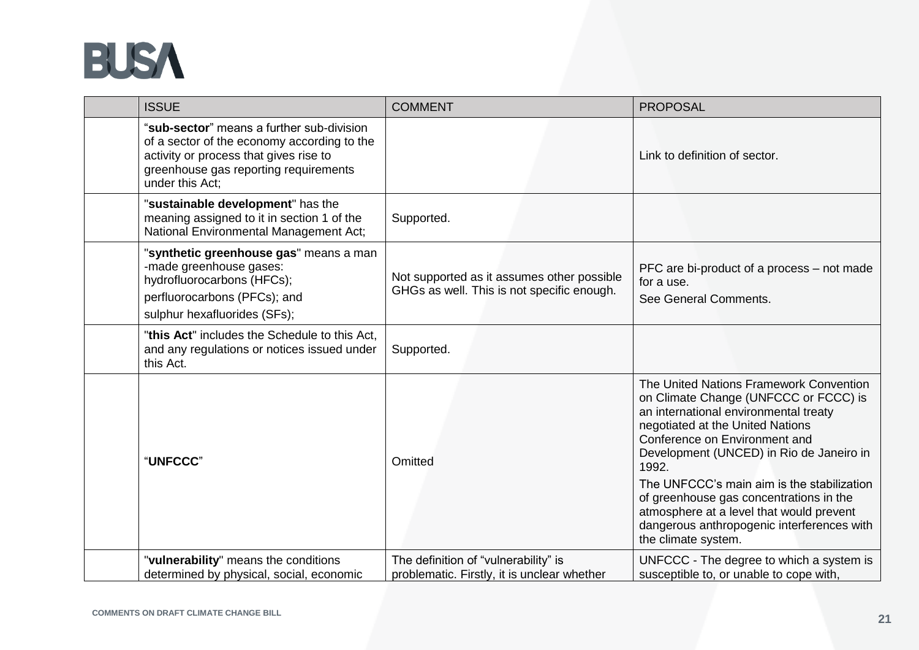| | ISSUE | COMMENT | PROPOSAL |
|---|---|---|---|
| | "**sub-sector**" means a further sub-division of a sector of the economy according to the activity or process that gives rise to greenhouse gas reporting requirements under this Act; | | Link to definition of sector. |
| | "**sustainable development**" has the meaning assigned to it in section 1 of the National Environmental Management Act; | Supported. | |
| | "**synthetic greenhouse gas**" means a man -made greenhouse gases: hydrofluorocarbons (HFCs); perfluorocarbons (PFCs); and sulphur hexafluorides (SFs); | Not supported as it assumes other possible GHGs as well. This is not specific enough. | PFC are bi-product of a process – not made for a use. See General Comments. |
| | "**this Act**" includes the Schedule to this Act, and any regulations or notices issued under this Act. | Supported. | |
| | "**UNFCCC**" | Omitted | The United Nations Framework Convention on Climate Change (UNFCCC or FCCC) is an international environmental treaty negotiated at the United Nations Conference on Environment and Development (UNCED) in Rio de Janeiro in 1992. The UNFCCC's main aim is the stabilization of greenhouse gas concentrations in the atmosphere at a level that would prevent dangerous anthropogenic interferences with the climate system. |
| | "**vulnerability**" means the conditions determined by physical, social, economic | The definition of "vulnerability" is problematic. Firstly, it is unclear whether | UNFCCC - The degree to which a system is susceptible to, or unable to cope with, |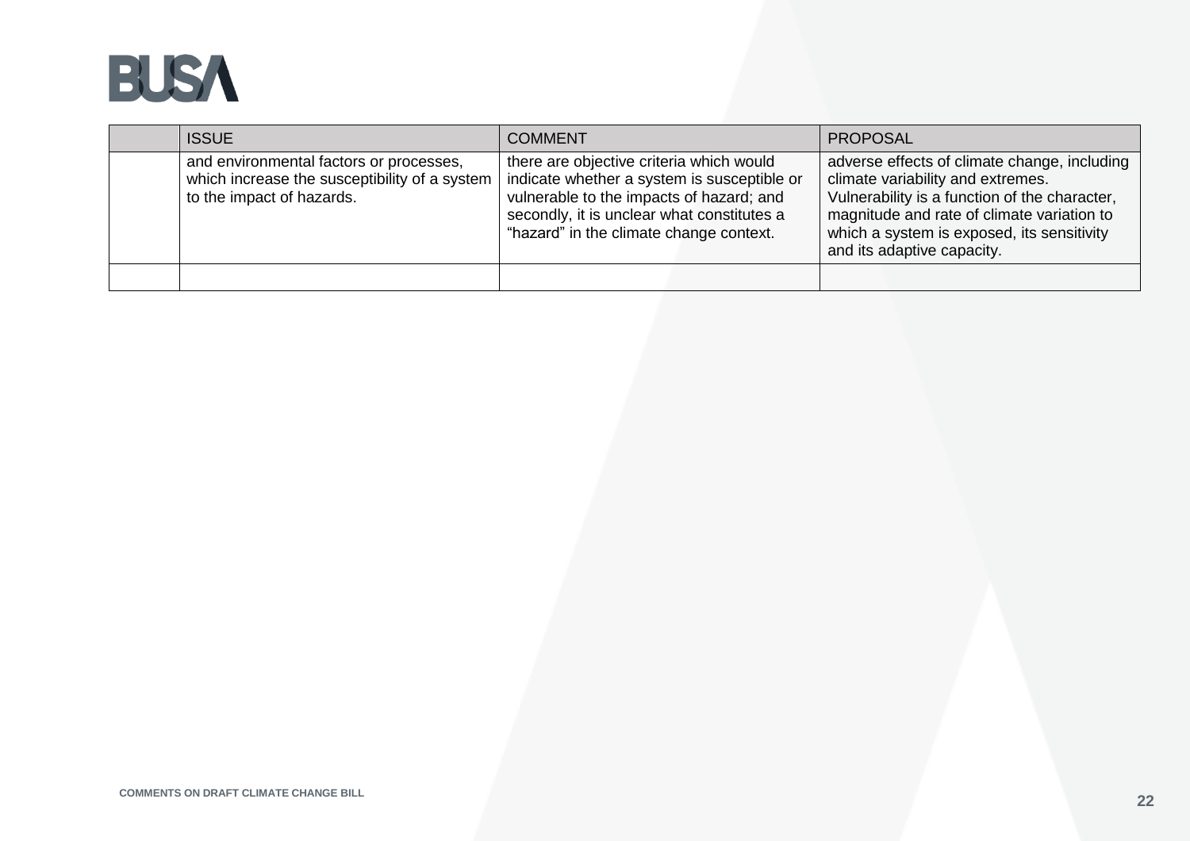|  | ISSUE | COMMENT | PROPOSAL |
|---|---|---|---|
|  | and environmental factors or processes, which increase the susceptibility of a system to the impact of hazards. | there are objective criteria which would indicate whether a system is susceptible or vulnerable to the impacts of hazard; and secondly, it is unclear what constitutes a "hazard" in the climate change context. | adverse effects of climate change, including climate variability and extremes. Vulnerability is a function of the character, magnitude and rate of climate variation to which a system is exposed, its sensitivity and its adaptive capacity. |
|  |  |  |  |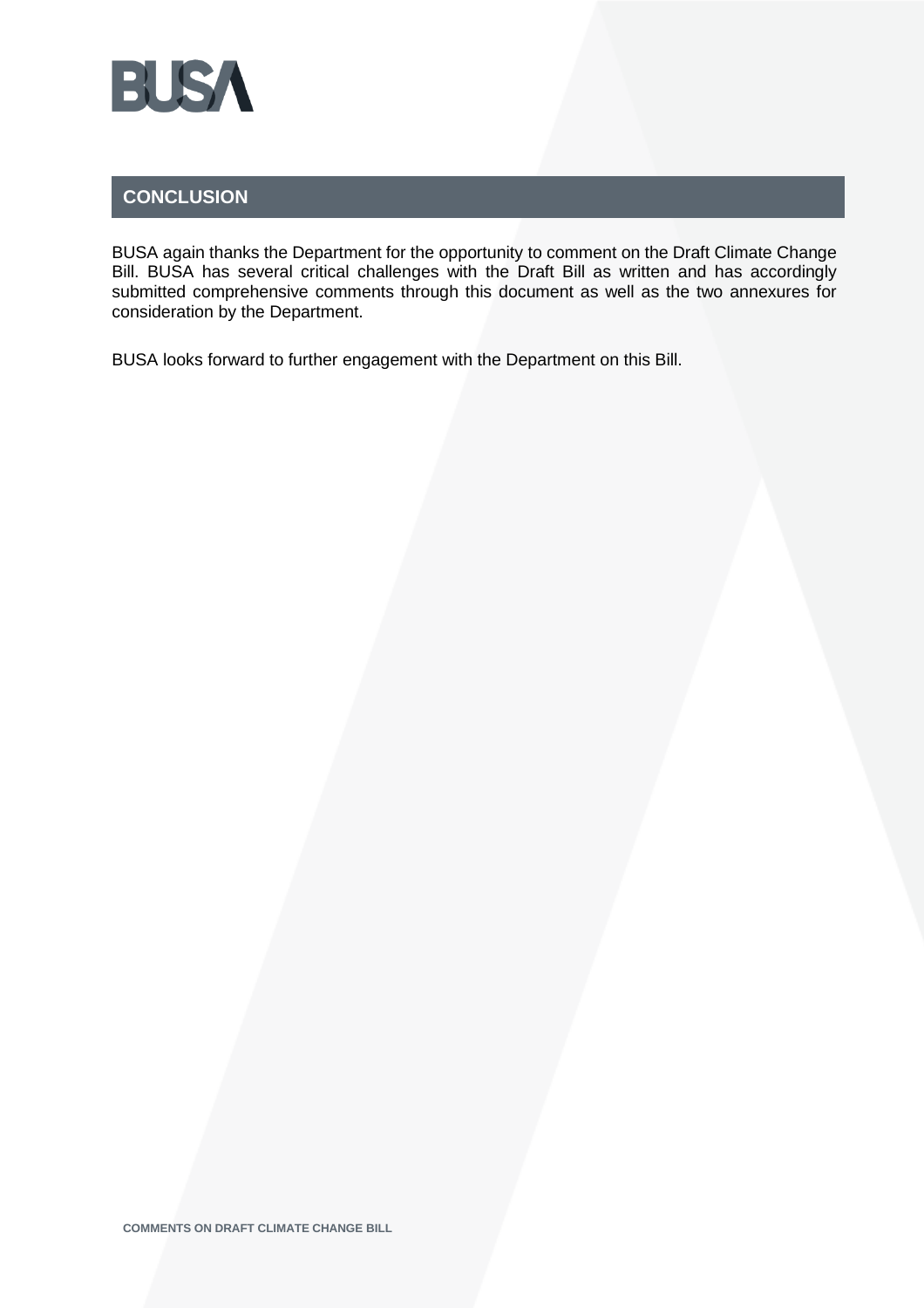## CONCLUSION

BUSA again thanks the Department for the opportunity to comment on the Draft Climate Change Bill. BUSA has several critical challenges with the Draft Bill as written and has accordingly submitted comprehensive comments through this document as well as the two annexures for consideration by the Department.

BUSA looks forward to further engagement with the Department on this Bill.